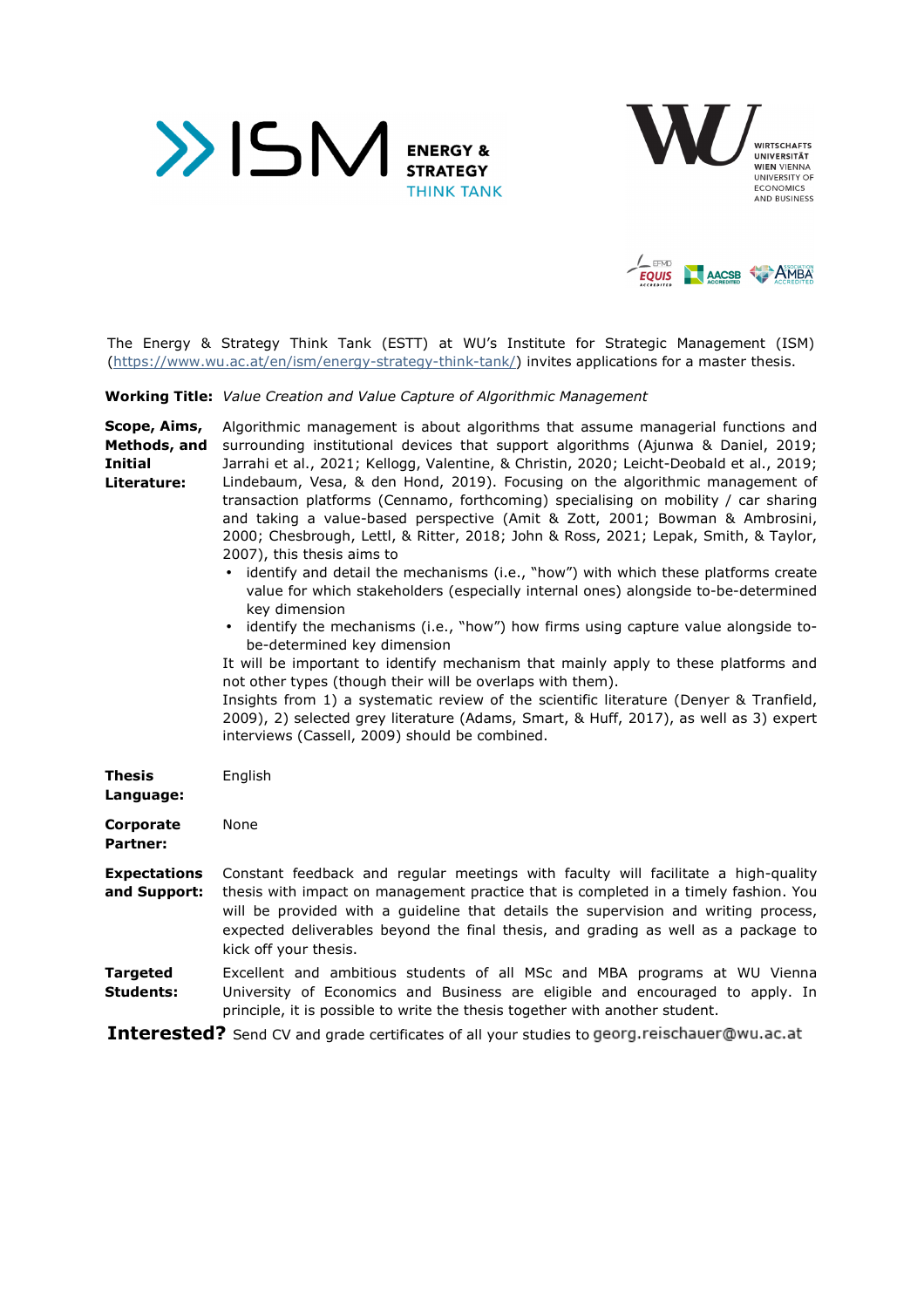The Energy & Strategy Think Tank (ESTT) at WU's Institute for Strategic Management (ISM) (https://www.wu.ac.at/en/ism/energy-strategy-think-tank/) invites applications for a master thesis.

**Working Title:** *Value Creation and Value Capture of Algorithmic Management*

**Scope, Aims, Methods, and Initial Literature:** Algorithmic management is about algorithms that assume managerial functions and surrounding institutional devices that support algorithms (Ajunwa & Daniel, 2019; Jarrahi et al., 2021; Kellogg, Valentine, & Christin, 2020; Leicht-Deobald et al., 2019; Lindebaum, Vesa, & den Hond, 2019). Focusing on the algorithmic management of transaction platforms (Cennamo, forthcoming) specialising on mobility / car sharing and taking a value-based perspective (Amit & Zott, 2001; Bowman & Ambrosini, 2000; Chesbrough, Lettl, & Ritter, 2018; John & Ross, 2021; Lepak, Smith, & Taylor, 2007), this thesis aims to

- identify and detail the mechanisms (i.e., "how") with which these platforms create value for which stakeholders (especially internal ones) alongside to-be-determined key dimension
- identify the mechanisms (i.e., "how") how firms using capture value alongside to-be-determined key dimension

It will be important to identify mechanism that mainly apply to these platforms and not other types (though their will be overlaps with them).
Insights from 1) a systematic review of the scientific literature (Denyer & Tranfield, 2009), 2) selected grey literature (Adams, Smart, & Huff, 2017), as well as 3) expert interviews (Cassell, 2009) should be combined.

**Thesis Language:** English

**Corporate Partner:** None

**Expectations and Support:** Constant feedback and regular meetings with faculty will facilitate a high-quality thesis with impact on management practice that is completed in a timely fashion. You will be provided with a guideline that details the supervision and writing process, expected deliverables beyond the final thesis, and grading as well as a package to kick off your thesis.

**Targeted Students:** Excellent and ambitious students of all MSc and MBA programs at WU Vienna University of Economics and Business are eligible and encouraged to apply. In principle, it is possible to write the thesis together with another student.

**Interested?** Send CV and grade certificates of all your studies to georg.reischauer@wu.ac.at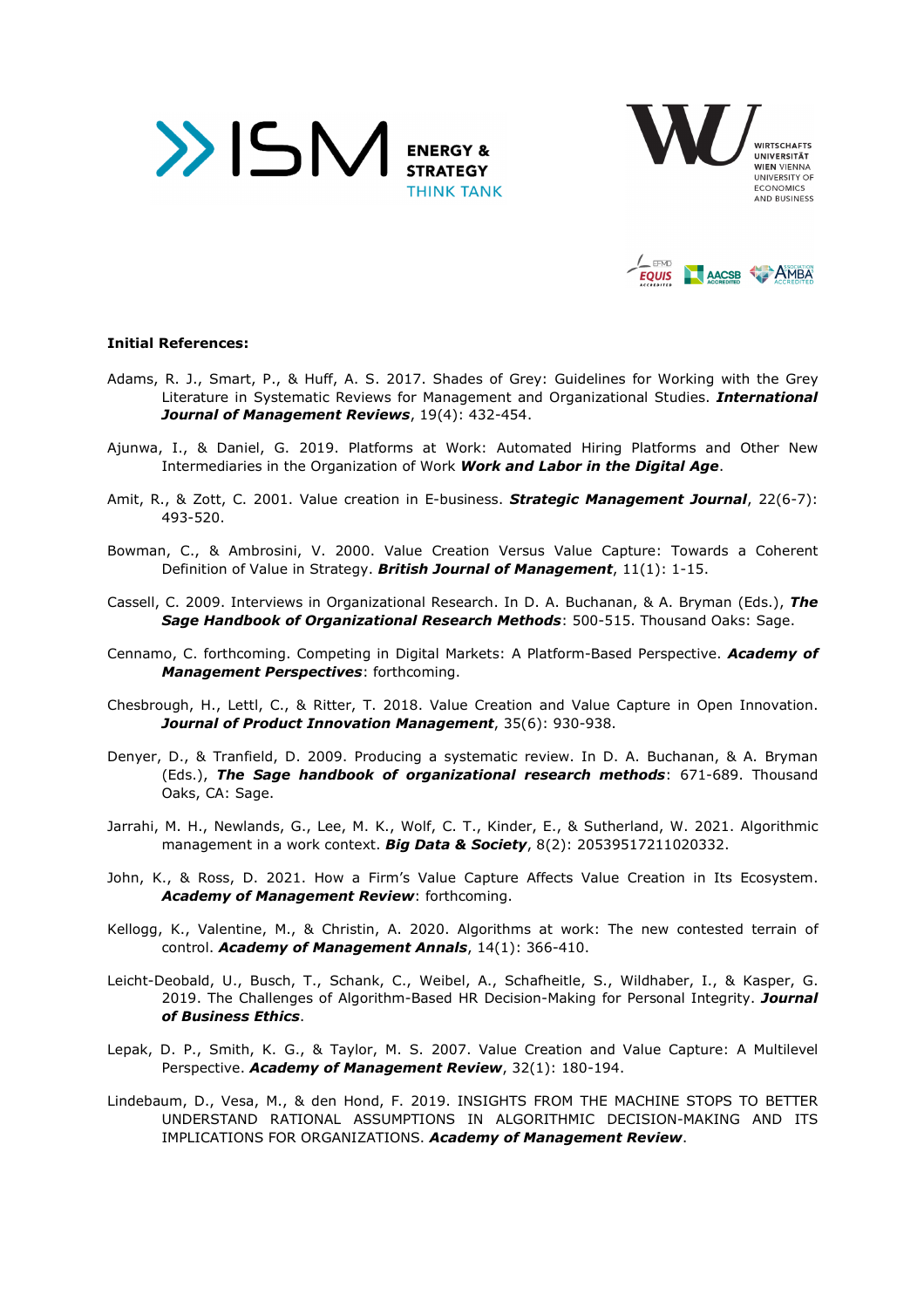**Initial References:**

Adams, R. J., Smart, P., & Huff, A. S. 2017. Shades of Grey: Guidelines for Working with the Grey Literature in Systematic Reviews for Management and Organizational Studies. ***International Journal of Management Reviews***, 19(4): 432-454.

Ajunwa, I., & Daniel, G. 2019. Platforms at Work: Automated Hiring Platforms and Other New Intermediaries in the Organization of Work ***Work and Labor in the Digital Age***.

Amit, R., & Zott, C. 2001. Value creation in E-business. ***Strategic Management Journal***, 22(6-7): 493-520.

Bowman, C., & Ambrosini, V. 2000. Value Creation Versus Value Capture: Towards a Coherent Definition of Value in Strategy. ***British Journal of Management***, 11(1): 1-15.

Cassell, C. 2009. Interviews in Organizational Research. In D. A. Buchanan, & A. Bryman (Eds.), ***The Sage Handbook of Organizational Research Methods***: 500-515. Thousand Oaks: Sage.

Cennamo, C. forthcoming. Competing in Digital Markets: A Platform-Based Perspective. ***Academy of Management Perspectives***: forthcoming.

Chesbrough, H., Lettl, C., & Ritter, T. 2018. Value Creation and Value Capture in Open Innovation. ***Journal of Product Innovation Management***, 35(6): 930-938.

Denyer, D., & Tranfield, D. 2009. Producing a systematic review. In D. A. Buchanan, & A. Bryman (Eds.), ***The Sage handbook of organizational research methods***: 671-689. Thousand Oaks, CA: Sage.

Jarrahi, M. H., Newlands, G., Lee, M. K., Wolf, C. T., Kinder, E., & Sutherland, W. 2021. Algorithmic management in a work context. ***Big Data & Society***, 8(2): 20539517211020332.

John, K., & Ross, D. 2021. How a Firm's Value Capture Affects Value Creation in Its Ecosystem. ***Academy of Management Review***: forthcoming.

Kellogg, K., Valentine, M., & Christin, A. 2020. Algorithms at work: The new contested terrain of control. ***Academy of Management Annals***, 14(1): 366-410.

Leicht-Deobald, U., Busch, T., Schank, C., Weibel, A., Schafheitle, S., Wildhaber, I., & Kasper, G. 2019. The Challenges of Algorithm-Based HR Decision-Making for Personal Integrity. ***Journal of Business Ethics***.

Lepak, D. P., Smith, K. G., & Taylor, M. S. 2007. Value Creation and Value Capture: A Multilevel Perspective. ***Academy of Management Review***, 32(1): 180-194.

Lindebaum, D., Vesa, M., & den Hond, F. 2019. INSIGHTS FROM THE MACHINE STOPS TO BETTER UNDERSTAND RATIONAL ASSUMPTIONS IN ALGORITHMIC DECISION-MAKING AND ITS IMPLICATIONS FOR ORGANIZATIONS. ***Academy of Management Review***.